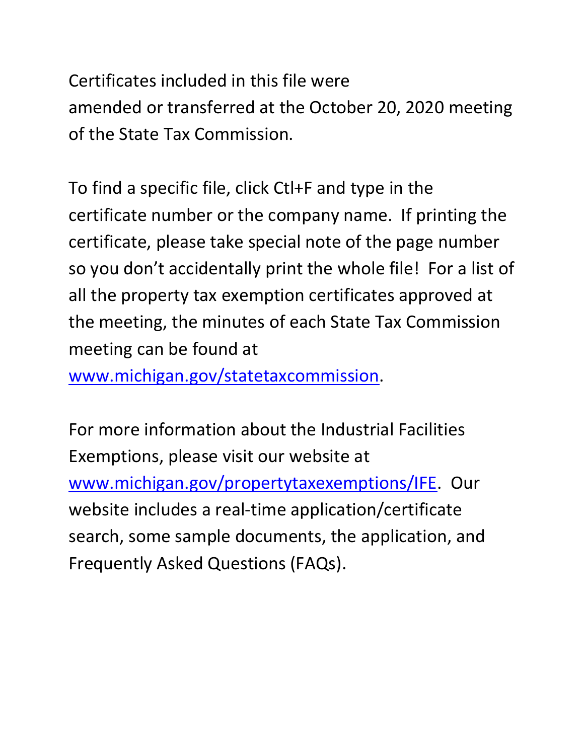Certificates included in this file were amended or transferred at the October 20, 2020 meeting of the State Tax Commission.

To find a specific file, click Ctl+F and type in the certificate number or the company name. If printing the certificate, please take special note of the page number so you don't accidentally print the whole file! For a list of all the property tax exemption certificates approved at the meeting, the minutes of each State Tax Commission meeting can be found at [www.michigan.gov/statetaxcommission](www.michigan.gov/statetaxcommission).

For more information about the Industrial Facilities Exemptions, please visit our website at [www.michigan.gov/propertytaxexemptions/IFE](www.michigan.gov/propertytaxexemptions/IFE). Our website includes a real-time application/certificate search, some sample documents, the application, and Frequently Asked Questions (FAQs).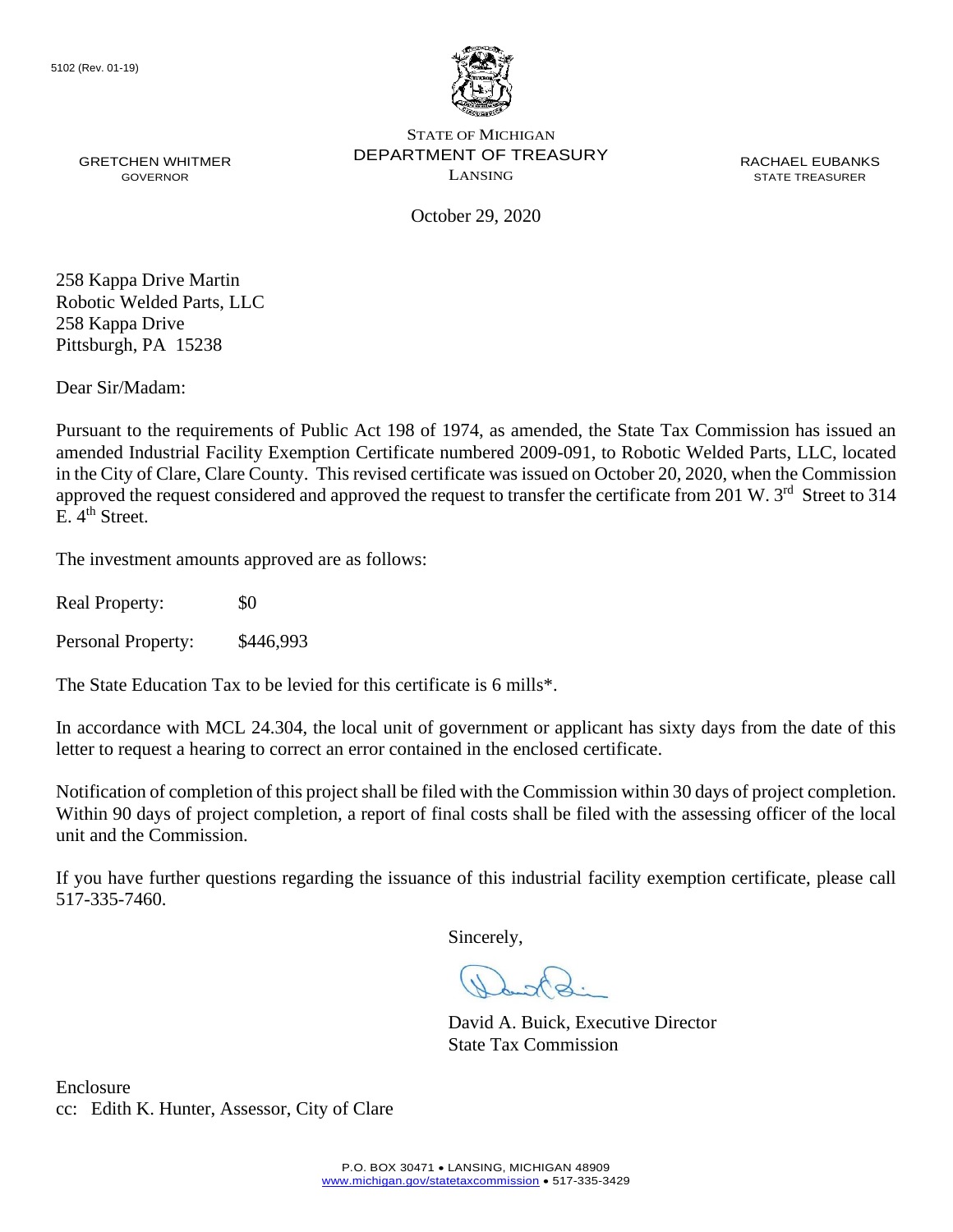5102 (Rev. 01-19)

STATE OF MICHIGAN
DEPARTMENT OF TREASURY
LANSING

GRETCHEN WHITMER
GOVERNOR

RACHAEL EUBANKS
STATE TREASURER

October 29, 2020

258 Kappa Drive Martin
Robotic Welded Parts, LLC
258 Kappa Drive
Pittsburgh, PA 15238

Dear Sir/Madam:

Pursuant to the requirements of Public Act 198 of 1974, as amended, the State Tax Commission has issued an amended Industrial Facility Exemption Certificate numbered 2009-091, to Robotic Welded Parts, LLC, located in the City of Clare, Clare County. This revised certificate was issued on October 20, 2020, when the Commission approved the request considered and approved the request to transfer the certificate from 201 W. 3rd Street to 314 E. 4th Street.

The investment amounts approved are as follows:

Real Property: $0

Personal Property: $446,993

The State Education Tax to be levied for this certificate is 6 mills*.

In accordance with MCL 24.304, the local unit of government or applicant has sixty days from the date of this letter to request a hearing to correct an error contained in the enclosed certificate.

Notification of completion of this project shall be filed with the Commission within 30 days of project completion. Within 90 days of project completion, a report of final costs shall be filed with the assessing officer of the local unit and the Commission.

If you have further questions regarding the issuance of this industrial facility exemption certificate, please call 517-335-7460.

Sincerely,

David A. Buick, Executive Director
State Tax Commission

Enclosure
cc: Edith K. Hunter, Assessor, City of Clare

P.O. BOX 30471 • LANSING, MICHIGAN 48909
www.michigan.gov/statetaxcommission • 517-335-3429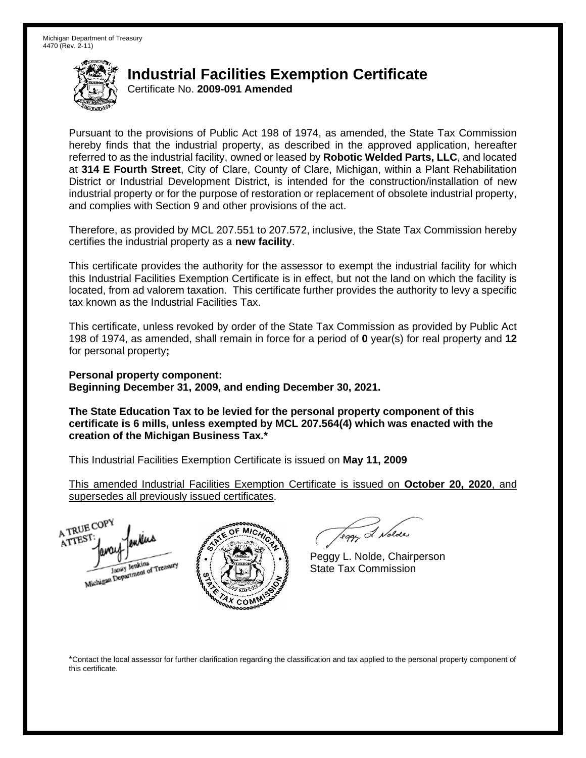Michigan Department of Treasury
4470 (Rev. 2-11)

# Industrial Facilities Exemption Certificate

Certificate No. **2009-091 Amended**

Pursuant to the provisions of Public Act 198 of 1974, as amended, the State Tax Commission hereby finds that the industrial property, as described in the approved application, hereafter referred to as the industrial facility, owned or leased by **Robotic Welded Parts, LLC**, and located at **314 E Fourth Street**, City of Clare, County of Clare, Michigan, within a Plant Rehabilitation District or Industrial Development District, is intended for the construction/installation of new industrial property or for the purpose of restoration or replacement of obsolete industrial property, and complies with Section 9 and other provisions of the act.

Therefore, as provided by MCL 207.551 to 207.572, inclusive, the State Tax Commission hereby certifies the industrial property as a **new facility**.

This certificate provides the authority for the assessor to exempt the industrial facility for which this Industrial Facilities Exemption Certificate is in effect, but not the land on which the facility is located, from ad valorem taxation. This certificate further provides the authority to levy a specific tax known as the Industrial Facilities Tax.

This certificate, unless revoked by order of the State Tax Commission as provided by Public Act 198 of 1974, as amended, shall remain in force for a period of **0** year(s) for real property and **12** for personal property**;**

**Personal property component:**
**Beginning December 31, 2009, and ending December 30, 2021.**

**The State Education Tax to be levied for the personal property component of this certificate is 6 mills, unless exempted by MCL 207.564(4) which was enacted with the creation of the Michigan Business Tax.***

This Industrial Facilities Exemption Certificate is issued on **May 11, 2009**

<u>This amended Industrial Facilities Exemption Certificate is issued on **October 20, 2020**, and supersedes all previously issued certificates</u>.

A TRUE COPY
ATTEST:
Janay Jenkins
Michigan Department of Treasury

Peggy L. Nolde, Chairperson
State Tax Commission

*Contact the local assessor for further clarification regarding the classification and tax applied to the personal property component of this certificate.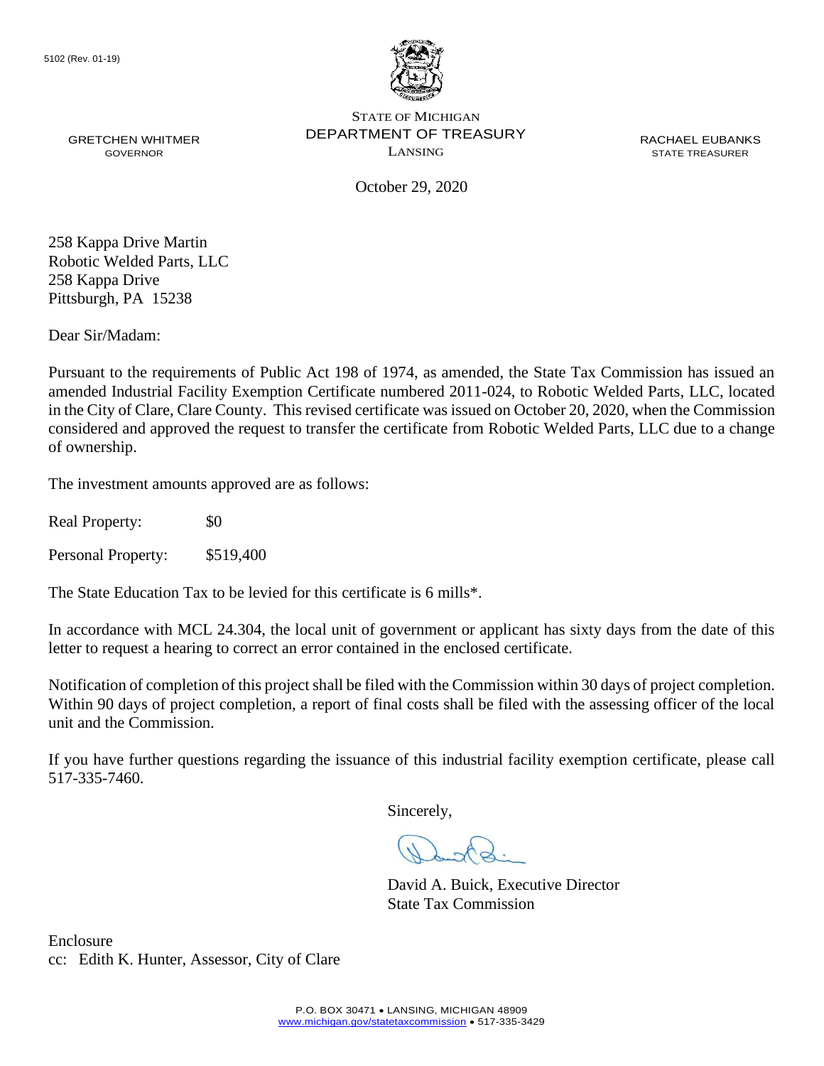5102 (Rev. 01-19)

STATE OF MICHIGAN
DEPARTMENT OF TREASURY
LANSING

GRETCHEN WHITMER
GOVERNOR

RACHAEL EUBANKS
STATE TREASURER

October 29, 2020

258 Kappa Drive Martin
Robotic Welded Parts, LLC
258 Kappa Drive
Pittsburgh, PA 15238

Dear Sir/Madam:

Pursuant to the requirements of Public Act 198 of 1974, as amended, the State Tax Commission has issued an amended Industrial Facility Exemption Certificate numbered 2011-024, to Robotic Welded Parts, LLC, located in the City of Clare, Clare County. This revised certificate was issued on October 20, 2020, when the Commission considered and approved the request to transfer the certificate from Robotic Welded Parts, LLC due to a change of ownership.

The investment amounts approved are as follows:

Real Property: $0

Personal Property: $519,400

The State Education Tax to be levied for this certificate is 6 mills*.

In accordance with MCL 24.304, the local unit of government or applicant has sixty days from the date of this letter to request a hearing to correct an error contained in the enclosed certificate.

Notification of completion of this project shall be filed with the Commission within 30 days of project completion. Within 90 days of project completion, a report of final costs shall be filed with the assessing officer of the local unit and the Commission.

If you have further questions regarding the issuance of this industrial facility exemption certificate, please call 517-335-7460.

Sincerely,

David A. Buick, Executive Director
State Tax Commission

Enclosure
cc: Edith K. Hunter, Assessor, City of Clare

P.O. BOX 30471 • LANSING, MICHIGAN 48909
www.michigan.gov/statetaxcommission • 517-335-3429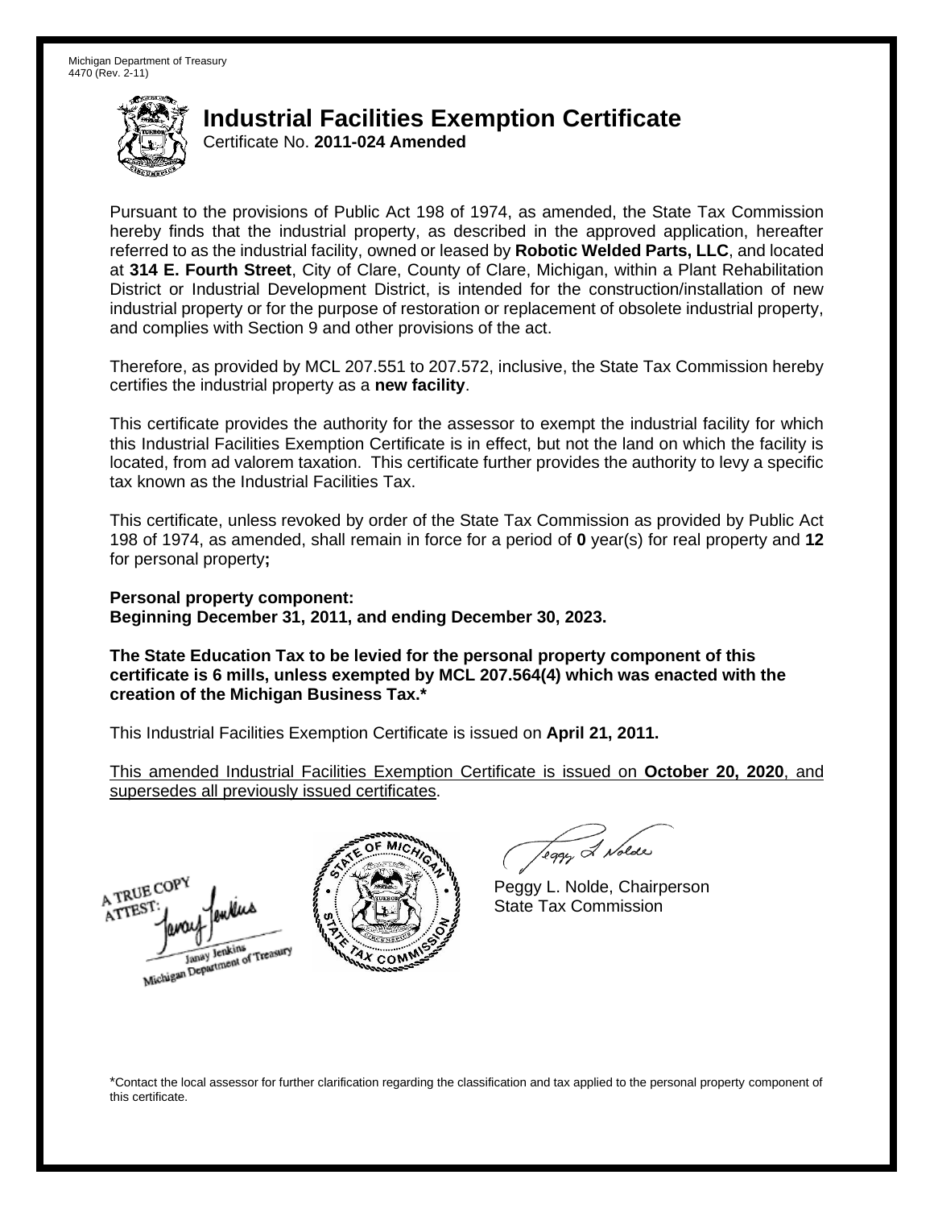Michigan Department of Treasury
4470 (Rev. 2-11)

# Industrial Facilities Exemption Certificate

Certificate No. **2011-024 Amended**

Pursuant to the provisions of Public Act 198 of 1974, as amended, the State Tax Commission hereby finds that the industrial property, as described in the approved application, hereafter referred to as the industrial facility, owned or leased by **Robotic Welded Parts, LLC**, and located at **314 E. Fourth Street**, City of Clare, County of Clare, Michigan, within a Plant Rehabilitation District or Industrial Development District, is intended for the construction/installation of new industrial property or for the purpose of restoration or replacement of obsolete industrial property, and complies with Section 9 and other provisions of the act.

Therefore, as provided by MCL 207.551 to 207.572, inclusive, the State Tax Commission hereby certifies the industrial property as a **new facility**.

This certificate provides the authority for the assessor to exempt the industrial facility for which this Industrial Facilities Exemption Certificate is in effect, but not the land on which the facility is located, from ad valorem taxation. This certificate further provides the authority to levy a specific tax known as the Industrial Facilities Tax.

This certificate, unless revoked by order of the State Tax Commission as provided by Public Act 198 of 1974, as amended, shall remain in force for a period of **0** year(s) for real property and **12** for personal property**;**

**Personal property component:**
**Beginning December 31, 2011, and ending December 30, 2023.**

**The State Education Tax to be levied for the personal property component of this certificate is 6 mills, unless exempted by MCL 207.564(4) which was enacted with the creation of the Michigan Business Tax.***

This Industrial Facilities Exemption Certificate is issued on **April 21, 2011.**

This amended Industrial Facilities Exemption Certificate is issued on **October 20, 2020**, and supersedes all previously issued certificates.

A TRUE COPY
ATTEST:
Janay Jenkins
Michigan Department of Treasury

Peggy L. Nolde, Chairperson
State Tax Commission

*Contact the local assessor for further clarification regarding the classification and tax applied to the personal property component of this certificate.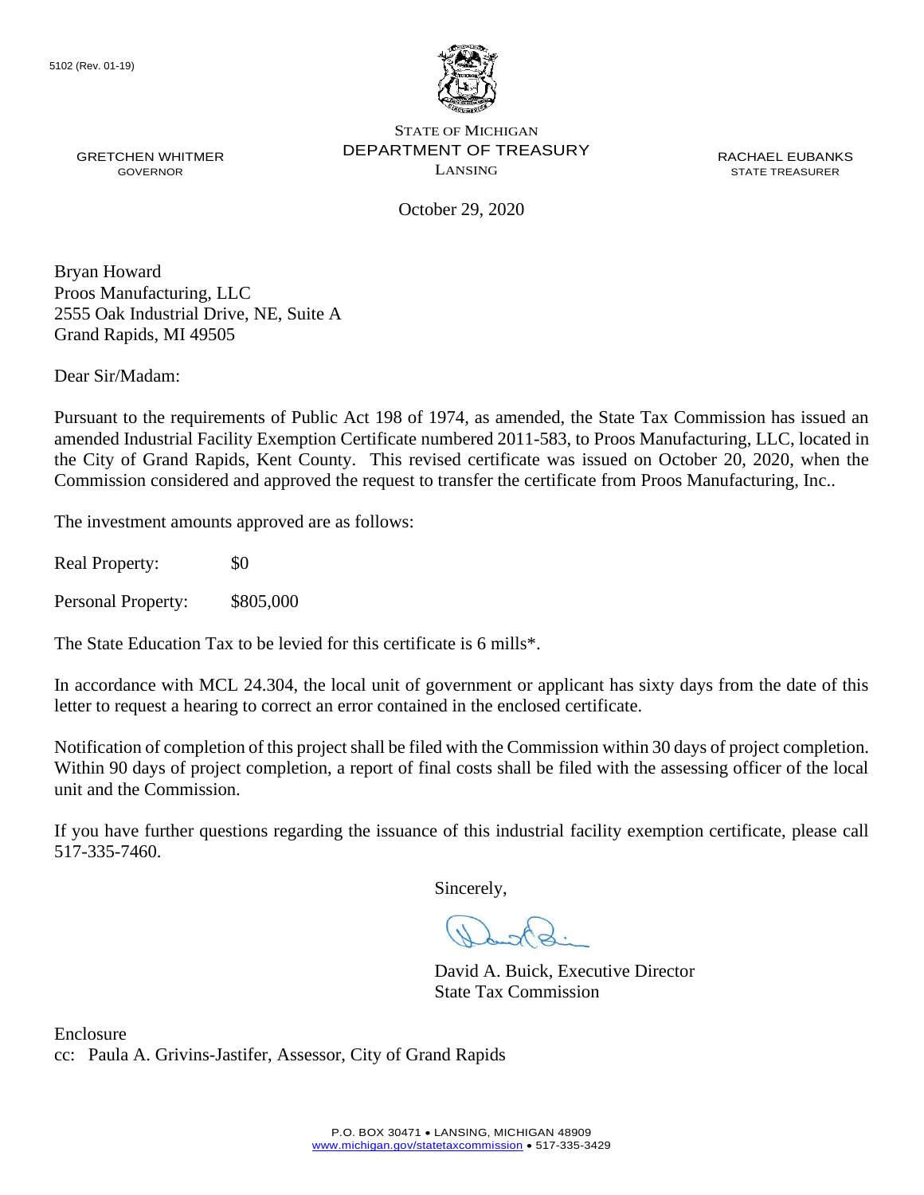5102 (Rev. 01-19)

STATE OF MICHIGAN
DEPARTMENT OF TREASURY
LANSING

GRETCHEN WHITMER
GOVERNOR

RACHAEL EUBANKS
STATE TREASURER

October 29, 2020

Bryan Howard
Proos Manufacturing, LLC
2555 Oak Industrial Drive, NE, Suite A
Grand Rapids, MI 49505

Dear Sir/Madam:

Pursuant to the requirements of Public Act 198 of 1974, as amended, the State Tax Commission has issued an amended Industrial Facility Exemption Certificate numbered 2011-583, to Proos Manufacturing, LLC, located in the City of Grand Rapids, Kent County. This revised certificate was issued on October 20, 2020, when the Commission considered and approved the request to transfer the certificate from Proos Manufacturing, Inc..

The investment amounts approved are as follows:

Real Property: $0

Personal Property: $805,000

The State Education Tax to be levied for this certificate is 6 mills*.

In accordance with MCL 24.304, the local unit of government or applicant has sixty days from the date of this letter to request a hearing to correct an error contained in the enclosed certificate.

Notification of completion of this project shall be filed with the Commission within 30 days of project completion. Within 90 days of project completion, a report of final costs shall be filed with the assessing officer of the local unit and the Commission.

If you have further questions regarding the issuance of this industrial facility exemption certificate, please call 517-335-7460.

Sincerely,

David A. Buick, Executive Director
State Tax Commission

Enclosure
cc: Paula A. Grivins-Jastifer, Assessor, City of Grand Rapids

P.O. BOX 30471 • LANSING, MICHIGAN 48909
www.michigan.gov/statetaxcommission • 517-335-3429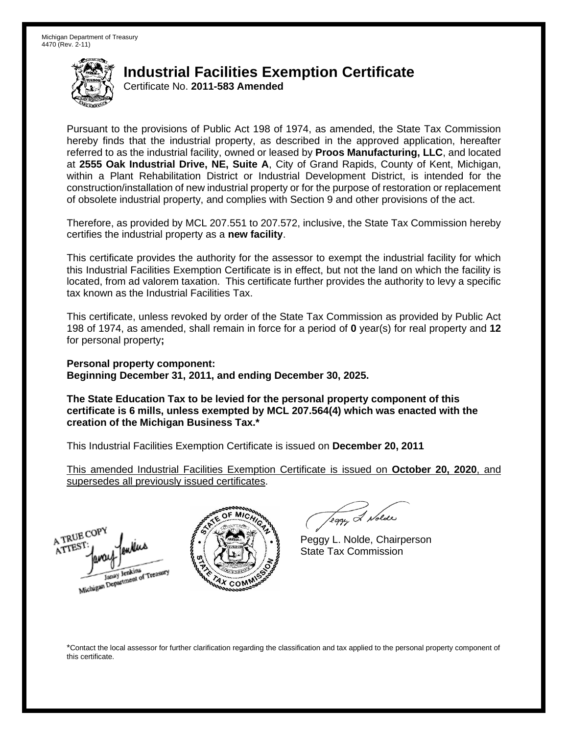Michigan Department of Treasury
4470 (Rev. 2-11)

# Industrial Facilities Exemption Certificate

Certificate No. **2011-583 Amended**

Pursuant to the provisions of Public Act 198 of 1974, as amended, the State Tax Commission hereby finds that the industrial property, as described in the approved application, hereafter referred to as the industrial facility, owned or leased by **Proos Manufacturing, LLC**, and located at **2555 Oak Industrial Drive, NE, Suite A**, City of Grand Rapids, County of Kent, Michigan, within a Plant Rehabilitation District or Industrial Development District, is intended for the construction/installation of new industrial property or for the purpose of restoration or replacement of obsolete industrial property, and complies with Section 9 and other provisions of the act.

Therefore, as provided by MCL 207.551 to 207.572, inclusive, the State Tax Commission hereby certifies the industrial property as a **new facility**.

This certificate provides the authority for the assessor to exempt the industrial facility for which this Industrial Facilities Exemption Certificate is in effect, but not the land on which the facility is located, from ad valorem taxation. This certificate further provides the authority to levy a specific tax known as the Industrial Facilities Tax.

This certificate, unless revoked by order of the State Tax Commission as provided by Public Act 198 of 1974, as amended, shall remain in force for a period of **0** year(s) for real property and **12** for personal property**;**

**Personal property component:**
**Beginning December 31, 2011, and ending December 30, 2025.**

**The State Education Tax to be levied for the personal property component of this certificate is 6 mills, unless exempted by MCL 207.564(4) which was enacted with the creation of the Michigan Business Tax.***

This Industrial Facilities Exemption Certificate is issued on **December 20, 2011**

This amended Industrial Facilities Exemption Certificate is issued on **October 20, 2020**, and supersedes all previously issued certificates.

A TRUE COPY
ATTEST:
Janay Jenkins
Michigan Department of Treasury

Peggy L. Nolde, Chairperson
State Tax Commission

*Contact the local assessor for further clarification regarding the classification and tax applied to the personal property component of this certificate.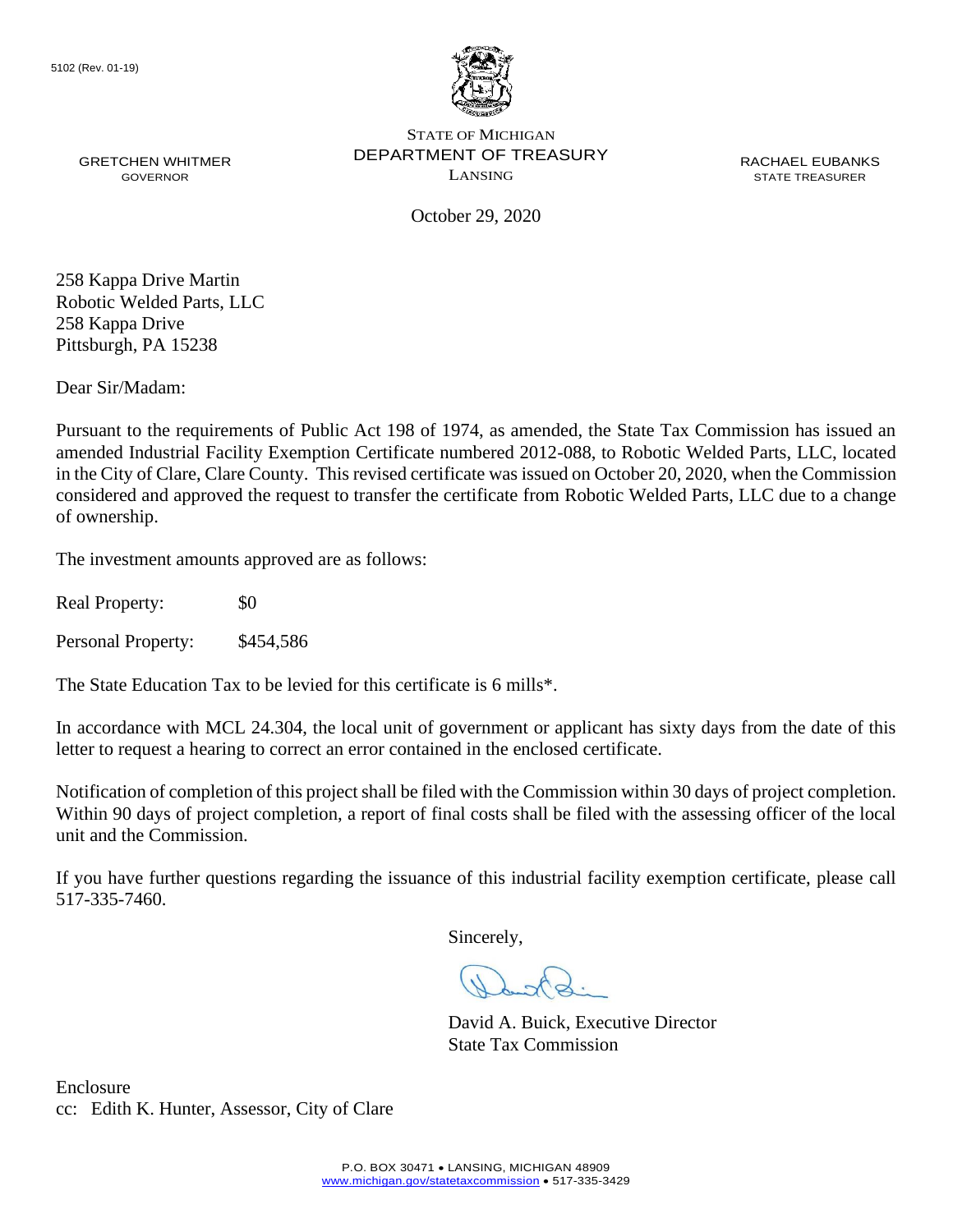5102 (Rev. 01-19)

STATE OF MICHIGAN
DEPARTMENT OF TREASURY
LANSING

GRETCHEN WHITMER
GOVERNOR

RACHAEL EUBANKS
STATE TREASURER

October 29, 2020

258 Kappa Drive Martin
Robotic Welded Parts, LLC
258 Kappa Drive
Pittsburgh, PA 15238

Dear Sir/Madam:

Pursuant to the requirements of Public Act 198 of 1974, as amended, the State Tax Commission has issued an amended Industrial Facility Exemption Certificate numbered 2012-088, to Robotic Welded Parts, LLC, located in the City of Clare, Clare County. This revised certificate was issued on October 20, 2020, when the Commission considered and approved the request to transfer the certificate from Robotic Welded Parts, LLC due to a change of ownership.

The investment amounts approved are as follows:

Real Property: $0

Personal Property: $454,586

The State Education Tax to be levied for this certificate is 6 mills*.

In accordance with MCL 24.304, the local unit of government or applicant has sixty days from the date of this letter to request a hearing to correct an error contained in the enclosed certificate.

Notification of completion of this project shall be filed with the Commission within 30 days of project completion. Within 90 days of project completion, a report of final costs shall be filed with the assessing officer of the local unit and the Commission.

If you have further questions regarding the issuance of this industrial facility exemption certificate, please call 517-335-7460.

Sincerely,

David A. Buick, Executive Director
State Tax Commission

Enclosure
cc: Edith K. Hunter, Assessor, City of Clare

P.O. BOX 30471 • LANSING, MICHIGAN 48909
www.michigan.gov/statetaxcommission • 517-335-3429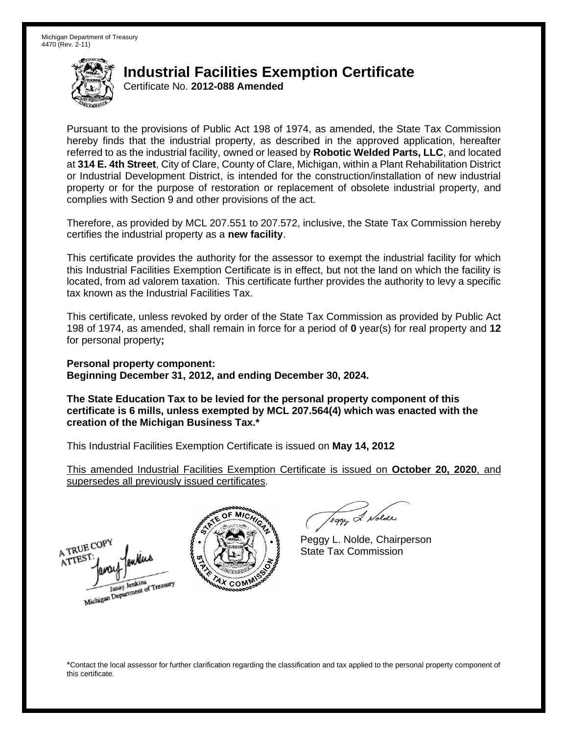Michigan Department of Treasury
4470 (Rev. 2-11)

# Industrial Facilities Exemption Certificate

Certificate No. **2012-088 Amended**

Pursuant to the provisions of Public Act 198 of 1974, as amended, the State Tax Commission hereby finds that the industrial property, as described in the approved application, hereafter referred to as the industrial facility, owned or leased by **Robotic Welded Parts, LLC**, and located at **314 E. 4th Street**, City of Clare, County of Clare, Michigan, within a Plant Rehabilitation District or Industrial Development District, is intended for the construction/installation of new industrial property or for the purpose of restoration or replacement of obsolete industrial property, and complies with Section 9 and other provisions of the act.

Therefore, as provided by MCL 207.551 to 207.572, inclusive, the State Tax Commission hereby certifies the industrial property as a **new facility**.

This certificate provides the authority for the assessor to exempt the industrial facility for which this Industrial Facilities Exemption Certificate is in effect, but not the land on which the facility is located, from ad valorem taxation. This certificate further provides the authority to levy a specific tax known as the Industrial Facilities Tax.

This certificate, unless revoked by order of the State Tax Commission as provided by Public Act 198 of 1974, as amended, shall remain in force for a period of **0** year(s) for real property and **12** for personal property**;**

**Personal property component:**
**Beginning December 31, 2012, and ending December 30, 2024.**

**The State Education Tax to be levied for the personal property component of this certificate is 6 mills, unless exempted by MCL 207.564(4) which was enacted with the creation of the Michigan Business Tax.***

This Industrial Facilities Exemption Certificate is issued on **May 14, 2012**

This amended Industrial Facilities Exemption Certificate is issued on **October 20, 2020**, and supersedes all previously issued certificates.

A TRUE COPY
ATTEST:
Janay Jenkins
Michigan Department of Treasury

Peggy L. Nolde, Chairperson
State Tax Commission

*Contact the local assessor for further clarification regarding the classification and tax applied to the personal property component of this certificate.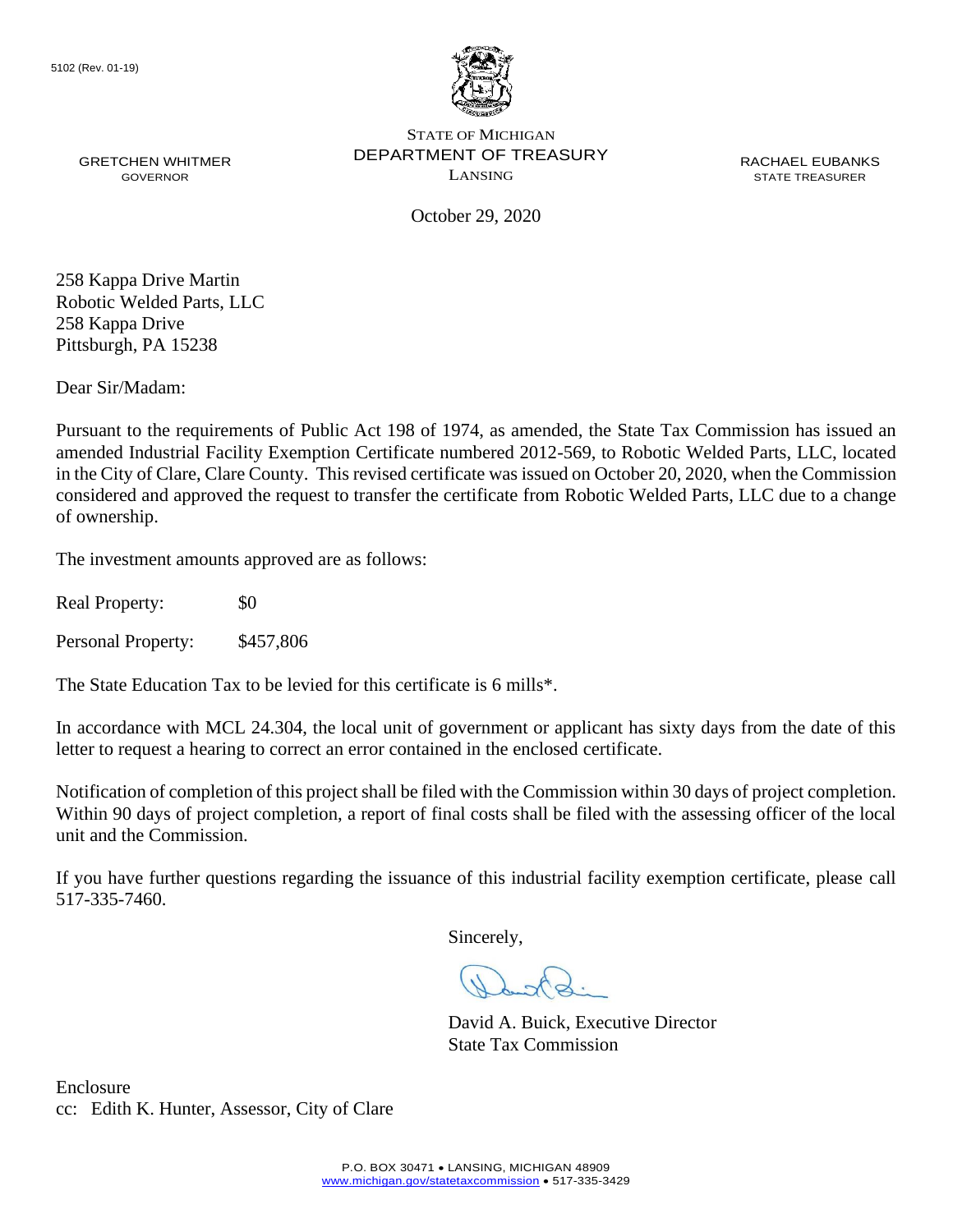5102 (Rev. 01-19)

STATE OF MICHIGAN
DEPARTMENT OF TREASURY
LANSING

GRETCHEN WHITMER
GOVERNOR

RACHAEL EUBANKS
STATE TREASURER

October 29, 2020

258 Kappa Drive Martin
Robotic Welded Parts, LLC
258 Kappa Drive
Pittsburgh, PA 15238

Dear Sir/Madam:

Pursuant to the requirements of Public Act 198 of 1974, as amended, the State Tax Commission has issued an amended Industrial Facility Exemption Certificate numbered 2012-569, to Robotic Welded Parts, LLC, located in the City of Clare, Clare County. This revised certificate was issued on October 20, 2020, when the Commission considered and approved the request to transfer the certificate from Robotic Welded Parts, LLC due to a change of ownership.

The investment amounts approved are as follows:

Real Property: $0

Personal Property: $457,806

The State Education Tax to be levied for this certificate is 6 mills*.

In accordance with MCL 24.304, the local unit of government or applicant has sixty days from the date of this letter to request a hearing to correct an error contained in the enclosed certificate.

Notification of completion of this project shall be filed with the Commission within 30 days of project completion. Within 90 days of project completion, a report of final costs shall be filed with the assessing officer of the local unit and the Commission.

If you have further questions regarding the issuance of this industrial facility exemption certificate, please call 517-335-7460.

Sincerely,

David A. Buick, Executive Director
State Tax Commission

Enclosure
cc: Edith K. Hunter, Assessor, City of Clare

P.O. BOX 30471 • LANSING, MICHIGAN 48909
www.michigan.gov/statetaxcommission • 517-335-3429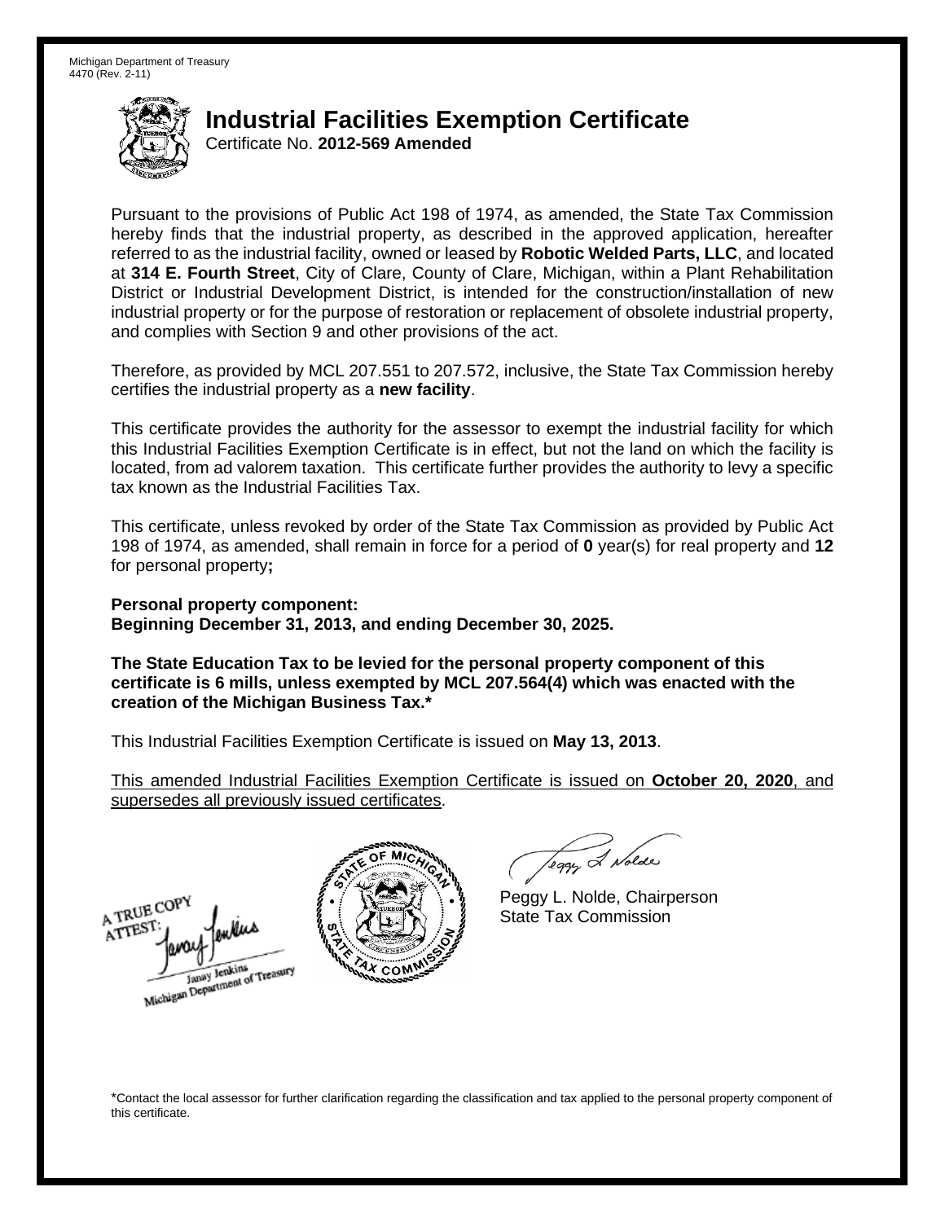Michigan Department of Treasury
4470 (Rev. 2-11)

# Industrial Facilities Exemption Certificate

Certificate No. **2012-569 Amended**

Pursuant to the provisions of Public Act 198 of 1974, as amended, the State Tax Commission hereby finds that the industrial property, as described in the approved application, hereafter referred to as the industrial facility, owned or leased by **Robotic Welded Parts, LLC**, and located at **314 E. Fourth Street**, City of Clare, County of Clare, Michigan, within a Plant Rehabilitation District or Industrial Development District, is intended for the construction/installation of new industrial property or for the purpose of restoration or replacement of obsolete industrial property, and complies with Section 9 and other provisions of the act.

Therefore, as provided by MCL 207.551 to 207.572, inclusive, the State Tax Commission hereby certifies the industrial property as a **new facility**.

This certificate provides the authority for the assessor to exempt the industrial facility for which this Industrial Facilities Exemption Certificate is in effect, but not the land on which the facility is located, from ad valorem taxation. This certificate further provides the authority to levy a specific tax known as the Industrial Facilities Tax.

This certificate, unless revoked by order of the State Tax Commission as provided by Public Act 198 of 1974, as amended, shall remain in force for a period of **0** year(s) for real property and **12** for personal property**;**

**Personal property component:**
**Beginning December 31, 2013, and ending December 30, 2025.**

**The State Education Tax to be levied for the personal property component of this certificate is 6 mills, unless exempted by MCL 207.564(4) which was enacted with the creation of the Michigan Business Tax.***

This Industrial Facilities Exemption Certificate is issued on **May 13, 2013**.

This amended Industrial Facilities Exemption Certificate is issued on **October 20, 2020**, and supersedes all previously issued certificates.

A TRUE COPY
ATTEST:
Janay Jenkins
Michigan Department of Treasury

Peggy L. Nolde, Chairperson
State Tax Commission

*Contact the local assessor for further clarification regarding the classification and tax applied to the personal property component of this certificate.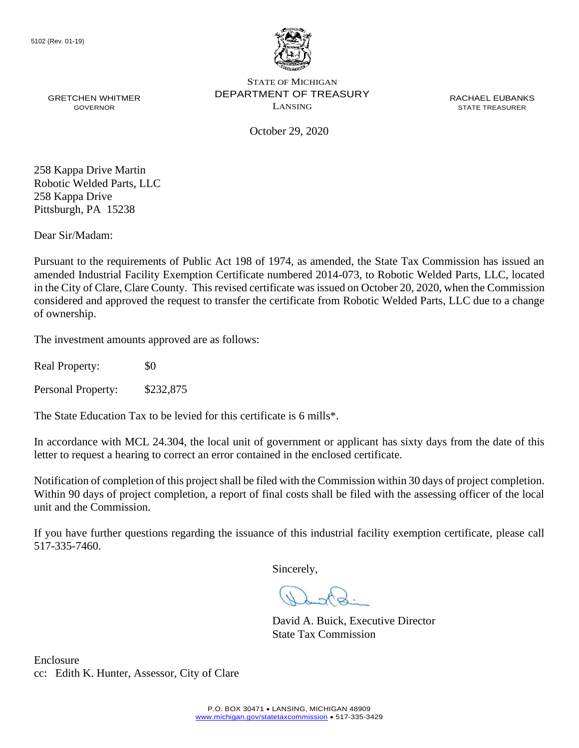5102 (Rev. 01-19)

STATE OF MICHIGAN
DEPARTMENT OF TREASURY
LANSING

GRETCHEN WHITMER
GOVERNOR

RACHAEL EUBANKS
STATE TREASURER

October 29, 2020

258 Kappa Drive Martin
Robotic Welded Parts, LLC
258 Kappa Drive
Pittsburgh, PA 15238

Dear Sir/Madam:

Pursuant to the requirements of Public Act 198 of 1974, as amended, the State Tax Commission has issued an amended Industrial Facility Exemption Certificate numbered 2014-073, to Robotic Welded Parts, LLC, located in the City of Clare, Clare County. This revised certificate was issued on October 20, 2020, when the Commission considered and approved the request to transfer the certificate from Robotic Welded Parts, LLC due to a change of ownership.

The investment amounts approved are as follows:

Real Property: $0

Personal Property: $232,875

The State Education Tax to be levied for this certificate is 6 mills*.

In accordance with MCL 24.304, the local unit of government or applicant has sixty days from the date of this letter to request a hearing to correct an error contained in the enclosed certificate.

Notification of completion of this project shall be filed with the Commission within 30 days of project completion. Within 90 days of project completion, a report of final costs shall be filed with the assessing officer of the local unit and the Commission.

If you have further questions regarding the issuance of this industrial facility exemption certificate, please call 517-335-7460.

Sincerely,

David A. Buick, Executive Director
State Tax Commission

Enclosure
cc: Edith K. Hunter, Assessor, City of Clare

P.O. BOX 30471 • LANSING, MICHIGAN 48909
www.michigan.gov/statetaxcommission • 517-335-3429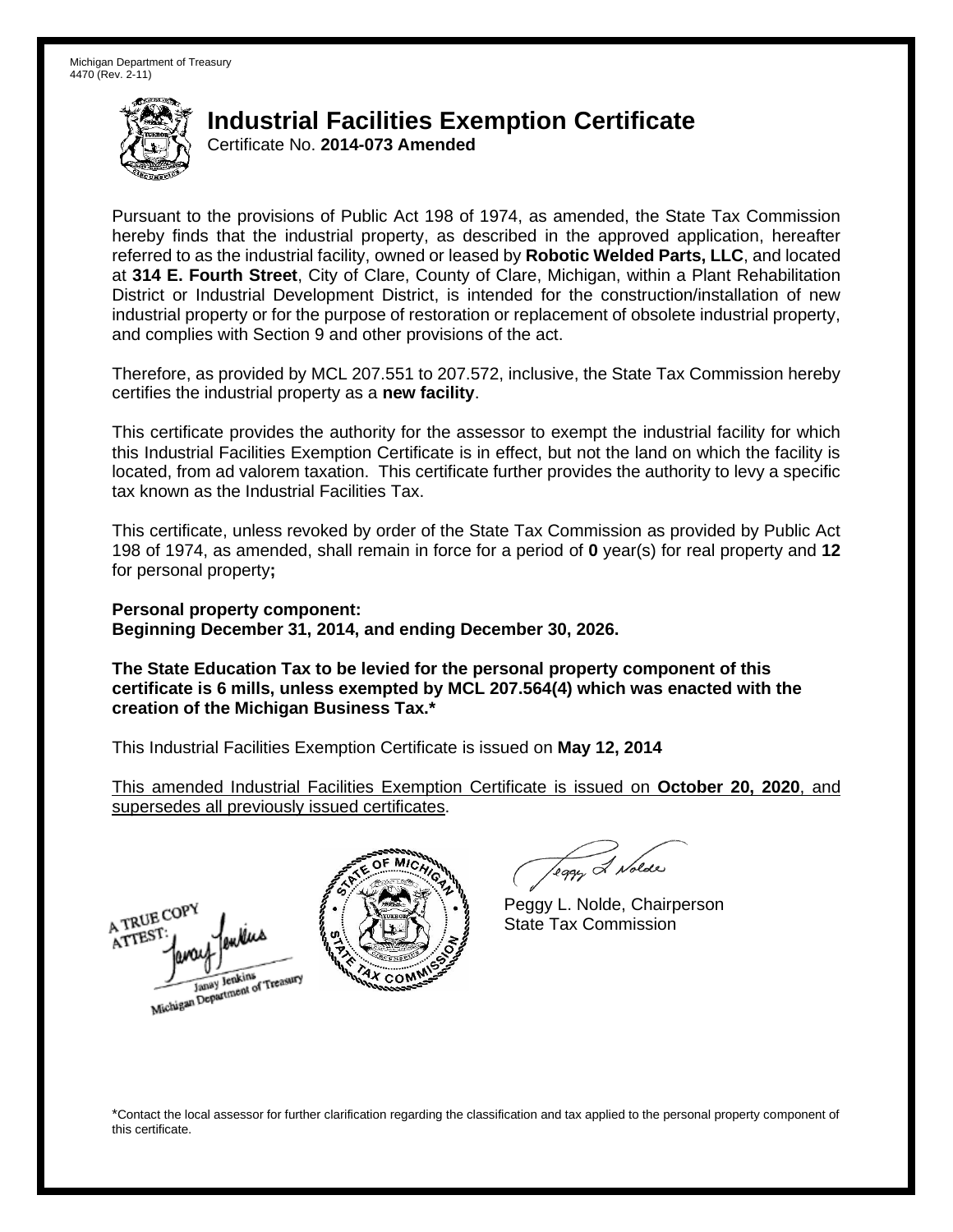Michigan Department of Treasury
4470 (Rev. 2-11)

# Industrial Facilities Exemption Certificate

Certificate No. **2014-073 Amended**

Pursuant to the provisions of Public Act 198 of 1974, as amended, the State Tax Commission hereby finds that the industrial property, as described in the approved application, hereafter referred to as the industrial facility, owned or leased by **Robotic Welded Parts, LLC**, and located at **314 E. Fourth Street**, City of Clare, County of Clare, Michigan, within a Plant Rehabilitation District or Industrial Development District, is intended for the construction/installation of new industrial property or for the purpose of restoration or replacement of obsolete industrial property, and complies with Section 9 and other provisions of the act.

Therefore, as provided by MCL 207.551 to 207.572, inclusive, the State Tax Commission hereby certifies the industrial property as a **new facility**.

This certificate provides the authority for the assessor to exempt the industrial facility for which this Industrial Facilities Exemption Certificate is in effect, but not the land on which the facility is located, from ad valorem taxation. This certificate further provides the authority to levy a specific tax known as the Industrial Facilities Tax.

This certificate, unless revoked by order of the State Tax Commission as provided by Public Act 198 of 1974, as amended, shall remain in force for a period of **0** year(s) for real property and **12** for personal property**;**

**Personal property component:**
**Beginning December 31, 2014, and ending December 30, 2026.**

**The State Education Tax to be levied for the personal property component of this certificate is 6 mills, unless exempted by MCL 207.564(4) which was enacted with the creation of the Michigan Business Tax.***

This Industrial Facilities Exemption Certificate is issued on **May 12, 2014**

This amended Industrial Facilities Exemption Certificate is issued on **October 20, 2020**, and supersedes all previously issued certificates.

A TRUE COPY
ATTEST:
Janay Jenkins
Michigan Department of Treasury

Peggy L. Nolde, Chairperson
State Tax Commission

*Contact the local assessor for further clarification regarding the classification and tax applied to the personal property component of this certificate.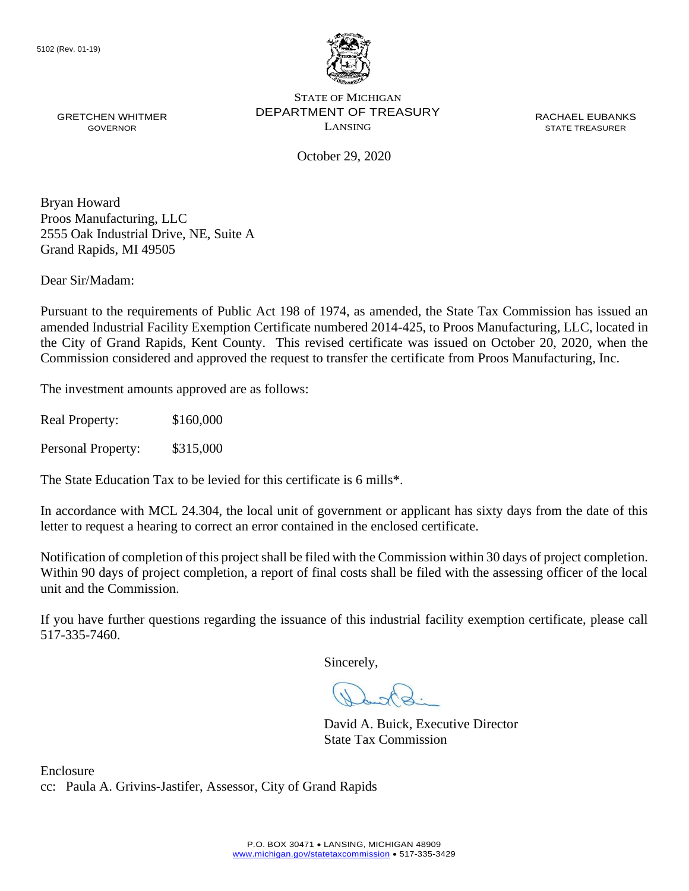5102 (Rev. 01-19)

STATE OF MICHIGAN
DEPARTMENT OF TREASURY
LANSING

GRETCHEN WHITMER
GOVERNOR

RACHAEL EUBANKS
STATE TREASURER

October 29, 2020

Bryan Howard
Proos Manufacturing, LLC
2555 Oak Industrial Drive, NE, Suite A
Grand Rapids, MI 49505

Dear Sir/Madam:

Pursuant to the requirements of Public Act 198 of 1974, as amended, the State Tax Commission has issued an amended Industrial Facility Exemption Certificate numbered 2014-425, to Proos Manufacturing, LLC, located in the City of Grand Rapids, Kent County. This revised certificate was issued on October 20, 2020, when the Commission considered and approved the request to transfer the certificate from Proos Manufacturing, Inc.

The investment amounts approved are as follows:

Real Property: $160,000

Personal Property: $315,000

The State Education Tax to be levied for this certificate is 6 mills*.

In accordance with MCL 24.304, the local unit of government or applicant has sixty days from the date of this letter to request a hearing to correct an error contained in the enclosed certificate.

Notification of completion of this project shall be filed with the Commission within 30 days of project completion. Within 90 days of project completion, a report of final costs shall be filed with the assessing officer of the local unit and the Commission.

If you have further questions regarding the issuance of this industrial facility exemption certificate, please call 517-335-7460.

Sincerely,

David A. Buick, Executive Director
State Tax Commission

Enclosure
cc: Paula A. Grivins-Jastifer, Assessor, City of Grand Rapids

P.O. BOX 30471 • LANSING, MICHIGAN 48909
www.michigan.gov/statetaxcommission • 517-335-3429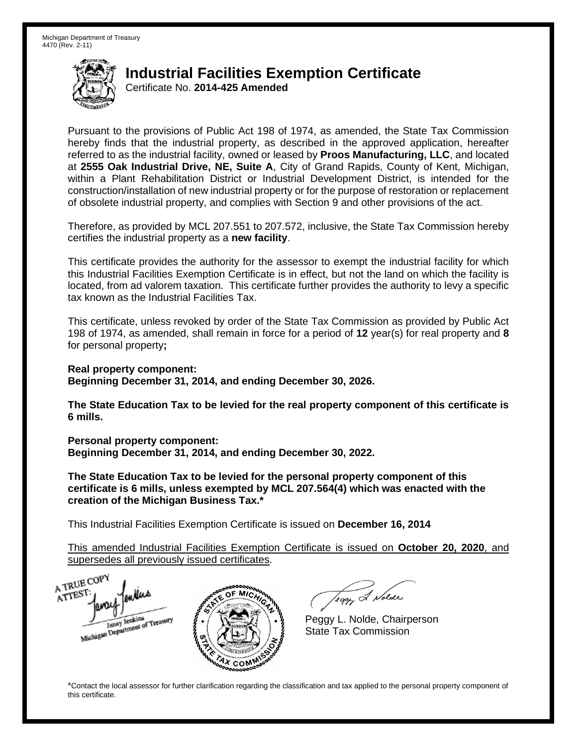Michigan Department of Treasury
4470 (Rev. 2-11)

# Industrial Facilities Exemption Certificate

Certificate No. **2014-425 Amended**

Pursuant to the provisions of Public Act 198 of 1974, as amended, the State Tax Commission hereby finds that the industrial property, as described in the approved application, hereafter referred to as the industrial facility, owned or leased by **Proos Manufacturing, LLC**, and located at **2555 Oak Industrial Drive, NE, Suite A**, City of Grand Rapids, County of Kent, Michigan, within a Plant Rehabilitation District or Industrial Development District, is intended for the construction/installation of new industrial property or for the purpose of restoration or replacement of obsolete industrial property, and complies with Section 9 and other provisions of the act.

Therefore, as provided by MCL 207.551 to 207.572, inclusive, the State Tax Commission hereby certifies the industrial property as a **new facility**.

This certificate provides the authority for the assessor to exempt the industrial facility for which this Industrial Facilities Exemption Certificate is in effect, but not the land on which the facility is located, from ad valorem taxation. This certificate further provides the authority to levy a specific tax known as the Industrial Facilities Tax.

This certificate, unless revoked by order of the State Tax Commission as provided by Public Act 198 of 1974, as amended, shall remain in force for a period of **12** year(s) for real property and **8** for personal property**;**

**Real property component:**
**Beginning December 31, 2014, and ending December 30, 2026.**

**The State Education Tax to be levied for the real property component of this certificate is 6 mills.**

**Personal property component:**
**Beginning December 31, 2014, and ending December 30, 2022.**

**The State Education Tax to be levied for the personal property component of this certificate is 6 mills, unless exempted by MCL 207.564(4) which was enacted with the creation of the Michigan Business Tax.***

This Industrial Facilities Exemption Certificate is issued on **December 16, 2014**

This amended Industrial Facilities Exemption Certificate is issued on **October 20, 2020**, and supersedes all previously issued certificates.

A TRUE COPY
ATTEST:
Janay Jenkins
Michigan Department of Treasury

Peggy L. Nolde, Chairperson
State Tax Commission

*Contact the local assessor for further clarification regarding the classification and tax applied to the personal property component of this certificate.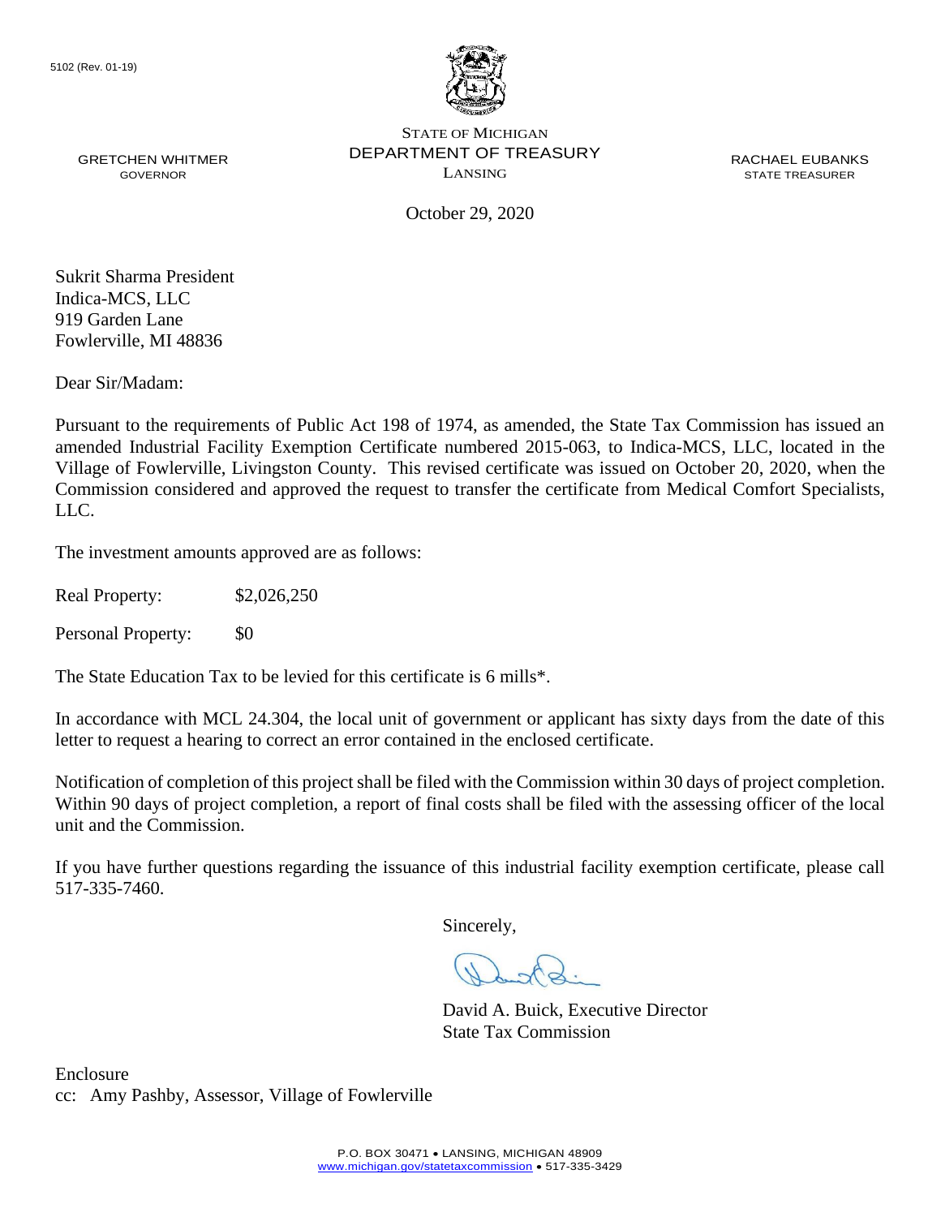5102 (Rev. 01-19)

STATE OF MICHIGAN
DEPARTMENT OF TREASURY
LANSING

GRETCHEN WHITMER
GOVERNOR

RACHAEL EUBANKS
STATE TREASURER

October 29, 2020

Sukrit Sharma President
Indica-MCS, LLC
919 Garden Lane
Fowlerville, MI 48836

Dear Sir/Madam:

Pursuant to the requirements of Public Act 198 of 1974, as amended, the State Tax Commission has issued an amended Industrial Facility Exemption Certificate numbered 2015-063, to Indica-MCS, LLC, located in the Village of Fowlerville, Livingston County. This revised certificate was issued on October 20, 2020, when the Commission considered and approved the request to transfer the certificate from Medical Comfort Specialists, LLC.

The investment amounts approved are as follows:

Real Property: $2,026,250

Personal Property: $0

The State Education Tax to be levied for this certificate is 6 mills*.

In accordance with MCL 24.304, the local unit of government or applicant has sixty days from the date of this letter to request a hearing to correct an error contained in the enclosed certificate.

Notification of completion of this project shall be filed with the Commission within 30 days of project completion. Within 90 days of project completion, a report of final costs shall be filed with the assessing officer of the local unit and the Commission.

If you have further questions regarding the issuance of this industrial facility exemption certificate, please call 517-335-7460.

Sincerely,

David A. Buick, Executive Director
State Tax Commission

Enclosure
cc: Amy Pashby, Assessor, Village of Fowlerville

P.O. BOX 30471 • LANSING, MICHIGAN 48909
www.michigan.gov/statetaxcommission • 517-335-3429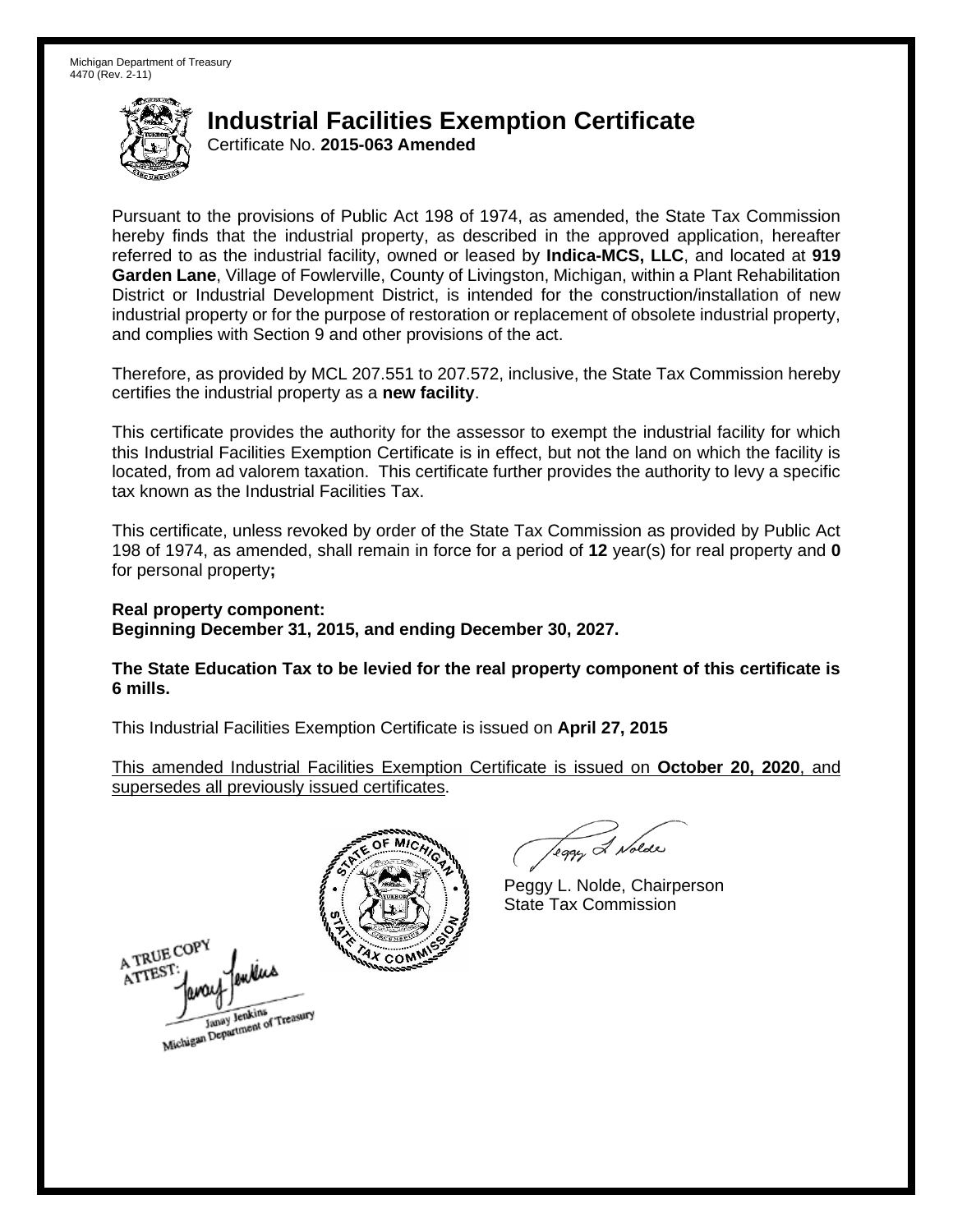Michigan Department of Treasury
4470 (Rev. 2-11)

# Industrial Facilities Exemption Certificate

Certificate No. **2015-063 Amended**

Pursuant to the provisions of Public Act 198 of 1974, as amended, the State Tax Commission hereby finds that the industrial property, as described in the approved application, hereafter referred to as the industrial facility, owned or leased by **Indica-MCS, LLC**, and located at **919 Garden Lane**, Village of Fowlerville, County of Livingston, Michigan, within a Plant Rehabilitation District or Industrial Development District, is intended for the construction/installation of new industrial property or for the purpose of restoration or replacement of obsolete industrial property, and complies with Section 9 and other provisions of the act.

Therefore, as provided by MCL 207.551 to 207.572, inclusive, the State Tax Commission hereby certifies the industrial property as a **new facility**.

This certificate provides the authority for the assessor to exempt the industrial facility for which this Industrial Facilities Exemption Certificate is in effect, but not the land on which the facility is located, from ad valorem taxation. This certificate further provides the authority to levy a specific tax known as the Industrial Facilities Tax.

This certificate, unless revoked by order of the State Tax Commission as provided by Public Act 198 of 1974, as amended, shall remain in force for a period of **12** year(s) for real property and **0** for personal property**;**

**Real property component:**
**Beginning December 31, 2015, and ending December 30, 2027.**

**The State Education Tax to be levied for the real property component of this certificate is 6 mills.**

This Industrial Facilities Exemption Certificate is issued on **April 27, 2015**

This amended Industrial Facilities Exemption Certificate is issued on **October 20, 2020**, and supersedes all previously issued certificates.

Peggy L. Nolde, Chairperson
State Tax Commission

A TRUE COPY
ATTEST:
Janay Jenkins
Michigan Department of Treasury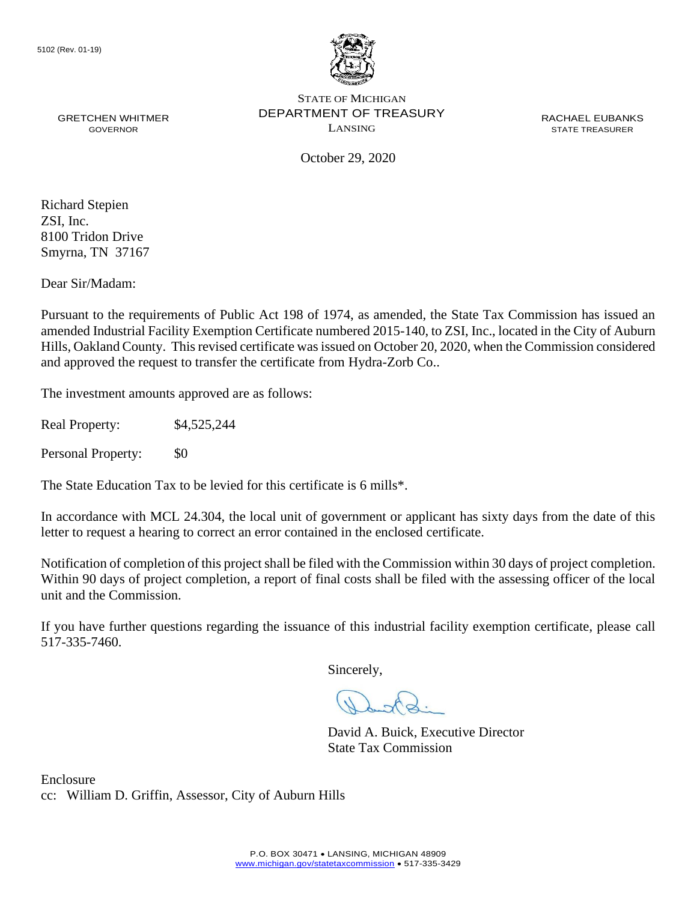5102 (Rev. 01-19)

STATE OF MICHIGAN
DEPARTMENT OF TREASURY
LANSING

GRETCHEN WHITMER
GOVERNOR

RACHAEL EUBANKS
STATE TREASURER

October 29, 2020

Richard Stepien
ZSI, Inc.
8100 Tridon Drive
Smyrna, TN 37167

Dear Sir/Madam:

Pursuant to the requirements of Public Act 198 of 1974, as amended, the State Tax Commission has issued an amended Industrial Facility Exemption Certificate numbered 2015-140, to ZSI, Inc., located in the City of Auburn Hills, Oakland County. This revised certificate was issued on October 20, 2020, when the Commission considered and approved the request to transfer the certificate from Hydra-Zorb Co..

The investment amounts approved are as follows:

Real Property: $4,525,244

Personal Property: $0

The State Education Tax to be levied for this certificate is 6 mills*.

In accordance with MCL 24.304, the local unit of government or applicant has sixty days from the date of this letter to request a hearing to correct an error contained in the enclosed certificate.

Notification of completion of this project shall be filed with the Commission within 30 days of project completion. Within 90 days of project completion, a report of final costs shall be filed with the assessing officer of the local unit and the Commission.

If you have further questions regarding the issuance of this industrial facility exemption certificate, please call 517-335-7460.

Sincerely,

David A. Buick, Executive Director
State Tax Commission

Enclosure
cc: William D. Griffin, Assessor, City of Auburn Hills

P.O. BOX 30471 • LANSING, MICHIGAN 48909
www.michigan.gov/statetaxcommission • 517-335-3429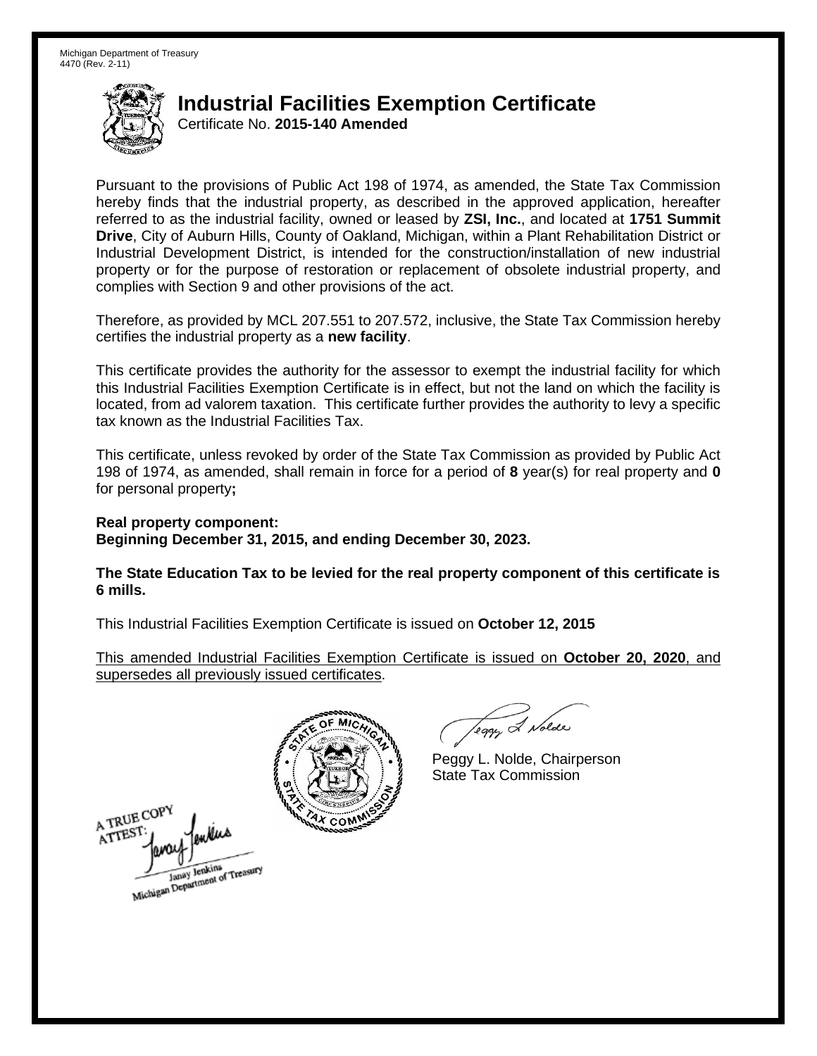Michigan Department of Treasury
4470 (Rev. 2-11)

# Industrial Facilities Exemption Certificate

Certificate No. **2015-140 Amended**

Pursuant to the provisions of Public Act 198 of 1974, as amended, the State Tax Commission hereby finds that the industrial property, as described in the approved application, hereafter referred to as the industrial facility, owned or leased by **ZSI, Inc.**, and located at **1751 Summit Drive**, City of Auburn Hills, County of Oakland, Michigan, within a Plant Rehabilitation District or Industrial Development District, is intended for the construction/installation of new industrial property or for the purpose of restoration or replacement of obsolete industrial property, and complies with Section 9 and other provisions of the act.

Therefore, as provided by MCL 207.551 to 207.572, inclusive, the State Tax Commission hereby certifies the industrial property as a **new facility**.

This certificate provides the authority for the assessor to exempt the industrial facility for which this Industrial Facilities Exemption Certificate is in effect, but not the land on which the facility is located, from ad valorem taxation. This certificate further provides the authority to levy a specific tax known as the Industrial Facilities Tax.

This certificate, unless revoked by order of the State Tax Commission as provided by Public Act 198 of 1974, as amended, shall remain in force for a period of **8** year(s) for real property and **0** for personal property**;**

**Real property component:**
**Beginning December 31, 2015, and ending December 30, 2023.**

**The State Education Tax to be levied for the real property component of this certificate is 6 mills.**

This Industrial Facilities Exemption Certificate is issued on **October 12, 2015**

<u>This amended Industrial Facilities Exemption Certificate is issued on **October 20, 2020**, and supersedes all previously issued certificates</u>.

Peggy L. Nolde, Chairperson
State Tax Commission

A TRUE COPY
ATTEST:
Janay Jenkins
Michigan Department of Treasury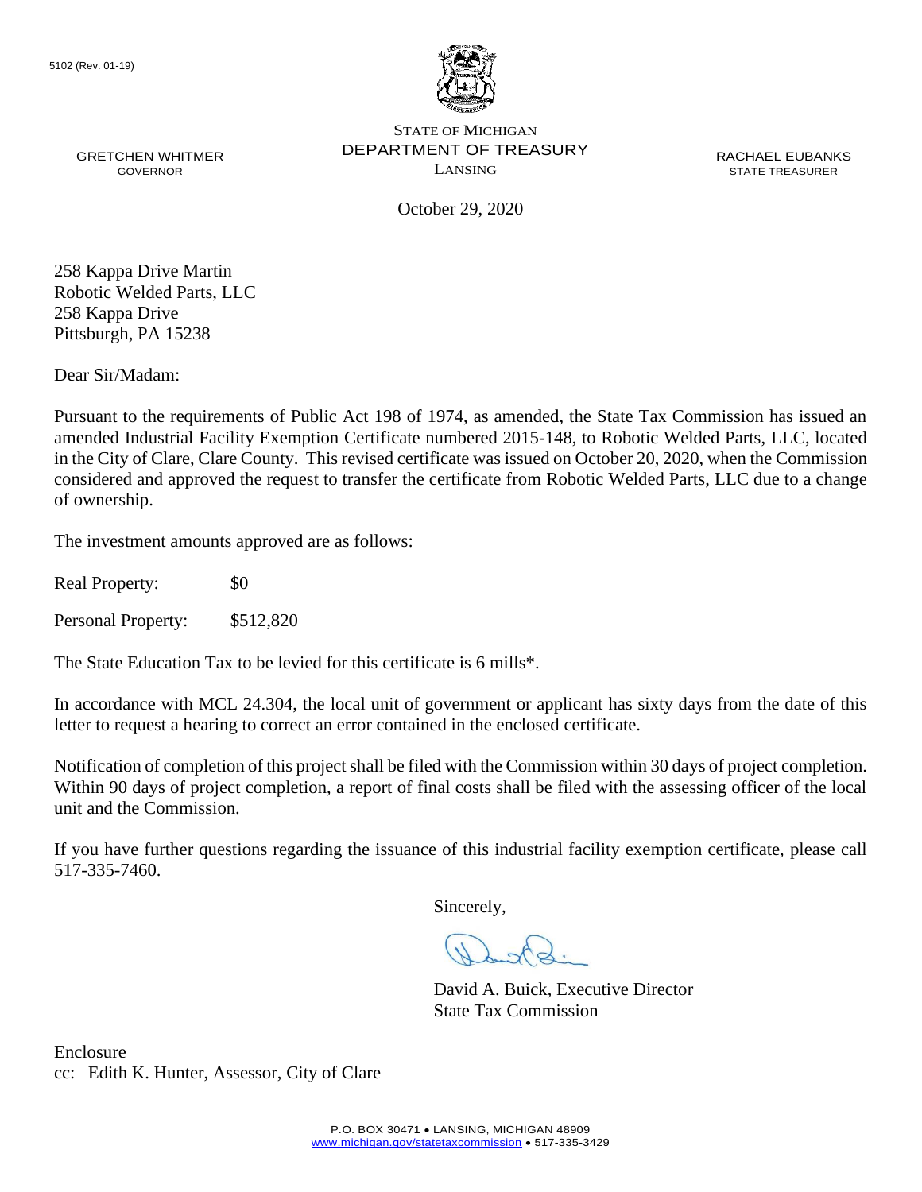5102 (Rev. 01-19)

STATE OF MICHIGAN
DEPARTMENT OF TREASURY
LANSING

GRETCHEN WHITMER
GOVERNOR

RACHAEL EUBANKS
STATE TREASURER

October 29, 2020

258 Kappa Drive Martin
Robotic Welded Parts, LLC
258 Kappa Drive
Pittsburgh, PA 15238

Dear Sir/Madam:

Pursuant to the requirements of Public Act 198 of 1974, as amended, the State Tax Commission has issued an amended Industrial Facility Exemption Certificate numbered 2015-148, to Robotic Welded Parts, LLC, located in the City of Clare, Clare County. This revised certificate was issued on October 20, 2020, when the Commission considered and approved the request to transfer the certificate from Robotic Welded Parts, LLC due to a change of ownership.

The investment amounts approved are as follows:

Real Property: $0

Personal Property: $512,820

The State Education Tax to be levied for this certificate is 6 mills*.

In accordance with MCL 24.304, the local unit of government or applicant has sixty days from the date of this letter to request a hearing to correct an error contained in the enclosed certificate.

Notification of completion of this project shall be filed with the Commission within 30 days of project completion. Within 90 days of project completion, a report of final costs shall be filed with the assessing officer of the local unit and the Commission.

If you have further questions regarding the issuance of this industrial facility exemption certificate, please call 517-335-7460.

Sincerely,

David A. Buick, Executive Director
State Tax Commission

Enclosure
cc: Edith K. Hunter, Assessor, City of Clare

P.O. BOX 30471 • LANSING, MICHIGAN 48909
www.michigan.gov/statetaxcommission • 517-335-3429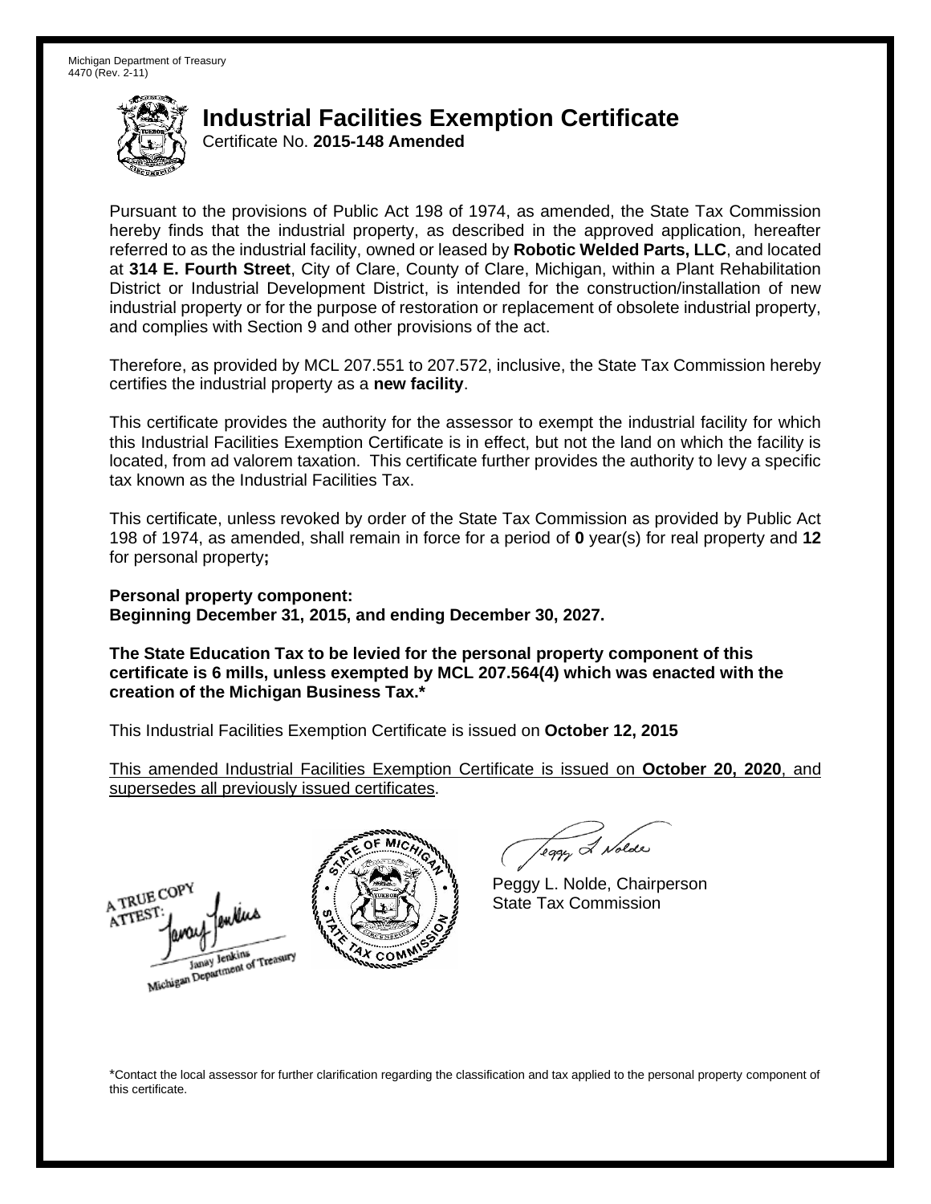Michigan Department of Treasury
4470 (Rev. 2-11)

# Industrial Facilities Exemption Certificate

Certificate No. **2015-148 Amended**

Pursuant to the provisions of Public Act 198 of 1974, as amended, the State Tax Commission hereby finds that the industrial property, as described in the approved application, hereafter referred to as the industrial facility, owned or leased by **Robotic Welded Parts, LLC**, and located at **314 E. Fourth Street**, City of Clare, County of Clare, Michigan, within a Plant Rehabilitation District or Industrial Development District, is intended for the construction/installation of new industrial property or for the purpose of restoration or replacement of obsolete industrial property, and complies with Section 9 and other provisions of the act.

Therefore, as provided by MCL 207.551 to 207.572, inclusive, the State Tax Commission hereby certifies the industrial property as a **new facility**.

This certificate provides the authority for the assessor to exempt the industrial facility for which this Industrial Facilities Exemption Certificate is in effect, but not the land on which the facility is located, from ad valorem taxation. This certificate further provides the authority to levy a specific tax known as the Industrial Facilities Tax.

This certificate, unless revoked by order of the State Tax Commission as provided by Public Act 198 of 1974, as amended, shall remain in force for a period of **0** year(s) for real property and **12** for personal property**;**

**Personal property component:**
**Beginning December 31, 2015, and ending December 30, 2027.**

**The State Education Tax to be levied for the personal property component of this certificate is 6 mills, unless exempted by MCL 207.564(4) which was enacted with the creation of the Michigan Business Tax.***

This Industrial Facilities Exemption Certificate is issued on **October 12, 2015**

This amended Industrial Facilities Exemption Certificate is issued on **October 20, 2020**, and supersedes all previously issued certificates.

A TRUE COPY
ATTEST:
Janay Jenkins
Michigan Department of Treasury

Peggy L. Nolde, Chairperson
State Tax Commission

*Contact the local assessor for further clarification regarding the classification and tax applied to the personal property component of this certificate.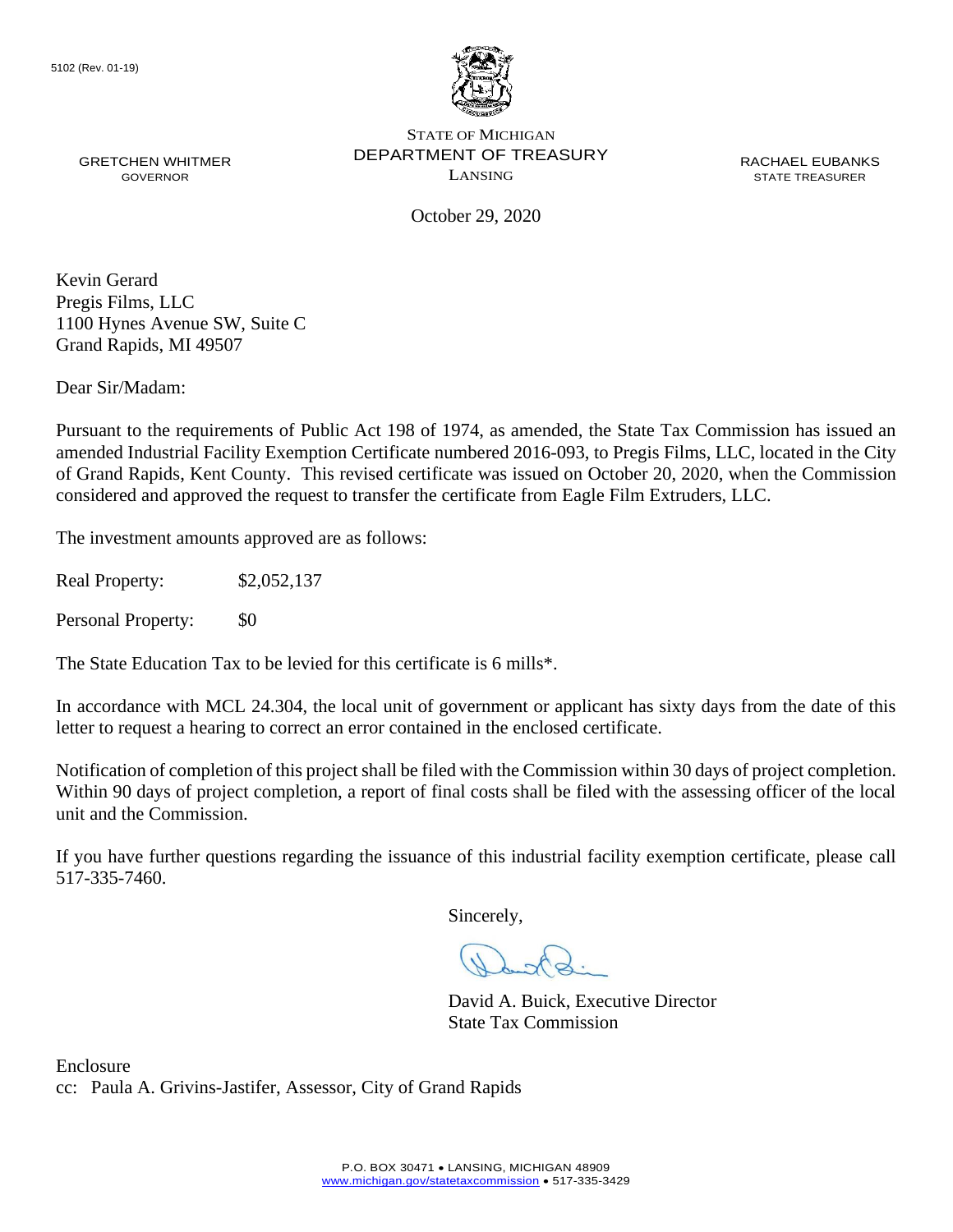5102 (Rev. 01-19)

STATE OF MICHIGAN
DEPARTMENT OF TREASURY
LANSING

GRETCHEN WHITMER
GOVERNOR

RACHAEL EUBANKS
STATE TREASURER

October 29, 2020

Kevin Gerard
Pregis Films, LLC
1100 Hynes Avenue SW, Suite C
Grand Rapids, MI 49507

Dear Sir/Madam:

Pursuant to the requirements of Public Act 198 of 1974, as amended, the State Tax Commission has issued an amended Industrial Facility Exemption Certificate numbered 2016-093, to Pregis Films, LLC, located in the City of Grand Rapids, Kent County. This revised certificate was issued on October 20, 2020, when the Commission considered and approved the request to transfer the certificate from Eagle Film Extruders, LLC.

The investment amounts approved are as follows:

Real Property: $2,052,137

Personal Property: $0

The State Education Tax to be levied for this certificate is 6 mills*.

In accordance with MCL 24.304, the local unit of government or applicant has sixty days from the date of this letter to request a hearing to correct an error contained in the enclosed certificate.

Notification of completion of this project shall be filed with the Commission within 30 days of project completion. Within 90 days of project completion, a report of final costs shall be filed with the assessing officer of the local unit and the Commission.

If you have further questions regarding the issuance of this industrial facility exemption certificate, please call 517-335-7460.

Sincerely,

David A. Buick, Executive Director
State Tax Commission

Enclosure
cc: Paula A. Grivins-Jastifer, Assessor, City of Grand Rapids

P.O. BOX 30471 • LANSING, MICHIGAN 48909
www.michigan.gov/statetaxcommission • 517-335-3429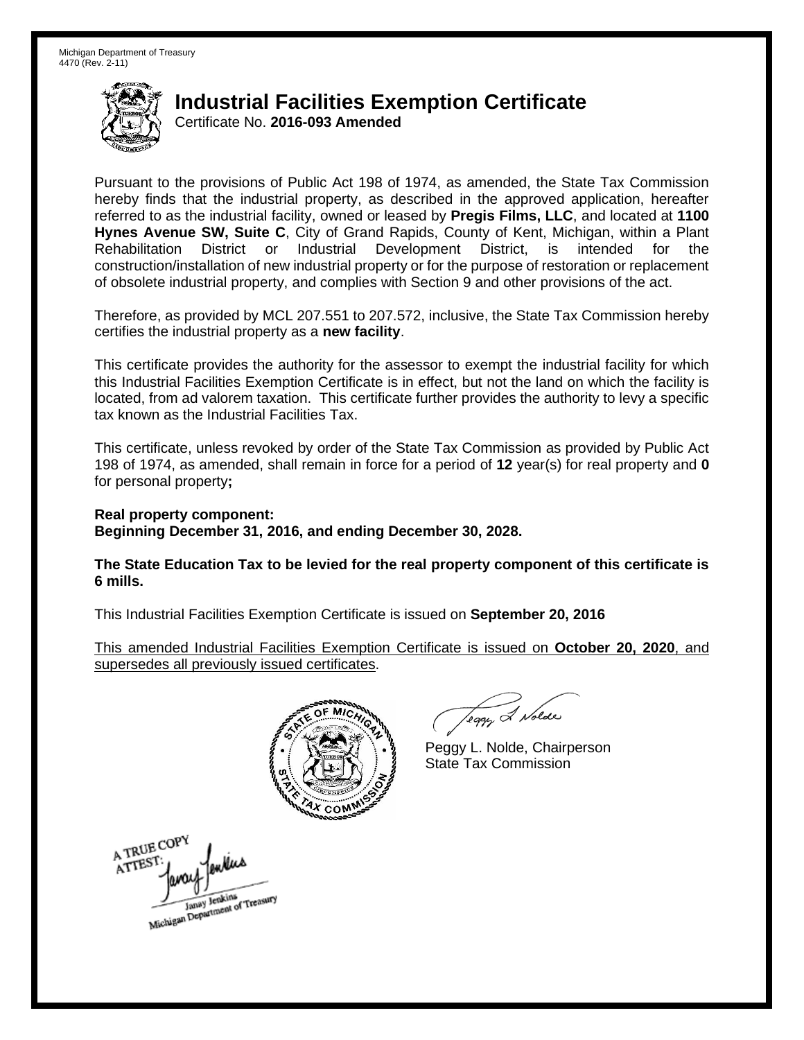Michigan Department of Treasury
4470 (Rev. 2-11)

# Industrial Facilities Exemption Certificate

Certificate No. **2016-093 Amended**

Pursuant to the provisions of Public Act 198 of 1974, as amended, the State Tax Commission hereby finds that the industrial property, as described in the approved application, hereafter referred to as the industrial facility, owned or leased by **Pregis Films, LLC**, and located at **1100 Hynes Avenue SW, Suite C**, City of Grand Rapids, County of Kent, Michigan, within a Plant Rehabilitation District or Industrial Development District, is intended for the construction/installation of new industrial property or for the purpose of restoration or replacement of obsolete industrial property, and complies with Section 9 and other provisions of the act.

Therefore, as provided by MCL 207.551 to 207.572, inclusive, the State Tax Commission hereby certifies the industrial property as a **new facility**.

This certificate provides the authority for the assessor to exempt the industrial facility for which this Industrial Facilities Exemption Certificate is in effect, but not the land on which the facility is located, from ad valorem taxation. This certificate further provides the authority to levy a specific tax known as the Industrial Facilities Tax.

This certificate, unless revoked by order of the State Tax Commission as provided by Public Act 198 of 1974, as amended, shall remain in force for a period of **12** year(s) for real property and **0** for personal property**;**

**Real property component:**
**Beginning December 31, 2016, and ending December 30, 2028.**

**The State Education Tax to be levied for the real property component of this certificate is 6 mills.**

This Industrial Facilities Exemption Certificate is issued on **September 20, 2016**

This amended Industrial Facilities Exemption Certificate is issued on **October 20, 2020**, and supersedes all previously issued certificates.

Peggy L. Nolde, Chairperson
State Tax Commission

A TRUE COPY
ATTEST:
Janay Jenkins
Michigan Department of Treasury